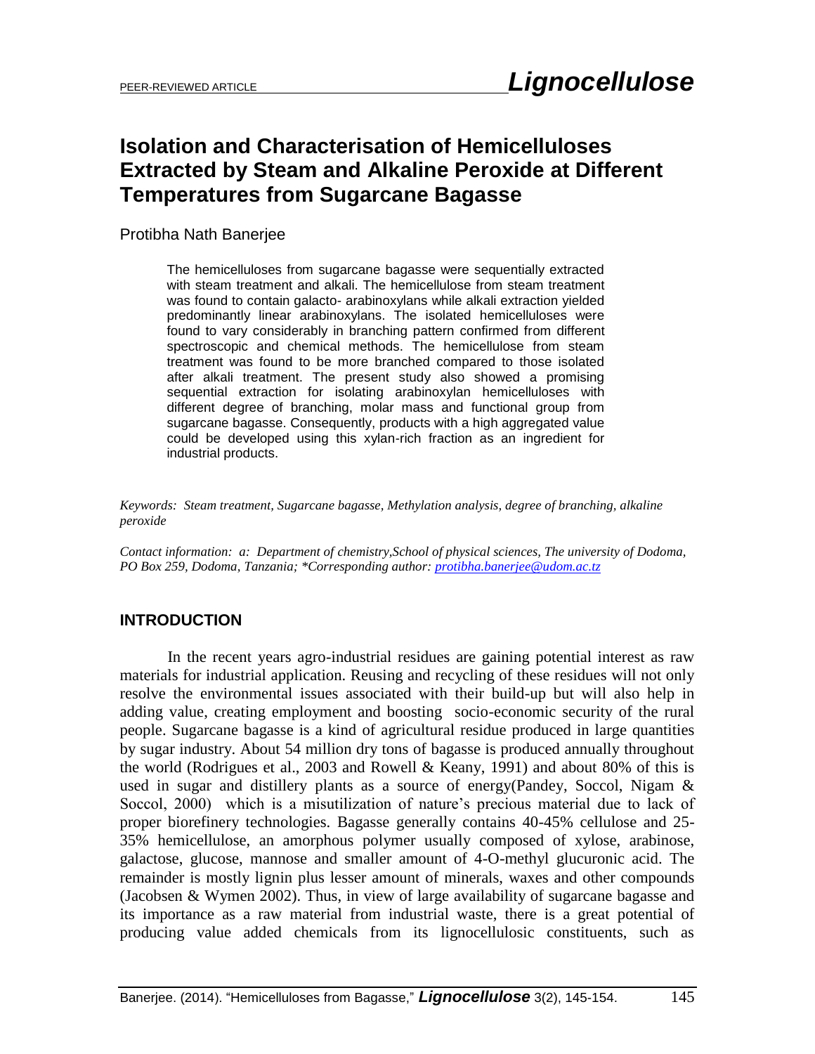PEER-REVIEWED ARTICLE

# Isolation and Characterisation of Hemicelluloses Extracted by Steam and Alkaline Peroxide at Different Temperatures from Sugarcane Bagasse

Protibha Nath Banerjee

> The hemicelluloses from sugarcane bagasse were sequentially extracted with steam treatment and alkali. The hemicellulose from steam treatment was found to contain galacto- arabinoxylans while alkali extraction yielded predominantly linear arabinoxylans. The isolated hemicelluloses were found to vary considerably in branching pattern confirmed from different spectroscopic and chemical methods. The hemicellulose from steam treatment was found to be more branched compared to those isolated after alkali treatment. The present study also showed a promising sequential extraction for isolating arabinoxylan hemicelluloses with different degree of branching, molar mass and functional group from sugarcane bagasse. Consequently, products with a high aggregated value could be developed using this xylan-rich fraction as an ingredient for industrial products.

*Keywords: Steam treatment, Sugarcane bagasse, Methylation analysis, degree of branching, alkaline peroxide*

*Contact information: a: Department of chemistry,School of physical sciences, The university of Dodoma, PO Box 259, Dodoma, Tanzania; \*Corresponding author: protibha.banerjee@udom.ac.tz*

## INTRODUCTION

In the recent years agro-industrial residues are gaining potential interest as raw materials for industrial application. Reusing and recycling of these residues will not only resolve the environmental issues associated with their build-up but will also help in adding value, creating employment and boosting socio-economic security of the rural people. Sugarcane bagasse is a kind of agricultural residue produced in large quantities by sugar industry. About 54 million dry tons of bagasse is produced annually throughout the world (Rodrigues et al., 2003 and Rowell & Keany, 1991) and about 80% of this is used in sugar and distillery plants as a source of energy(Pandey, Soccol, Nigam & Soccol, 2000) which is a misutilization of nature's precious material due to lack of proper biorefinery technologies. Bagasse generally contains 40-45% cellulose and 25-35% hemicellulose, an amorphous polymer usually composed of xylose, arabinose, galactose, glucose, mannose and smaller amount of 4-O-methyl glucuronic acid. The remainder is mostly lignin plus lesser amount of minerals, waxes and other compounds (Jacobsen & Wymen 2002). Thus, in view of large availability of sugarcane bagasse and its importance as a raw material from industrial waste, there is a great potential of producing value added chemicals from its lignocellulosic constituents, such as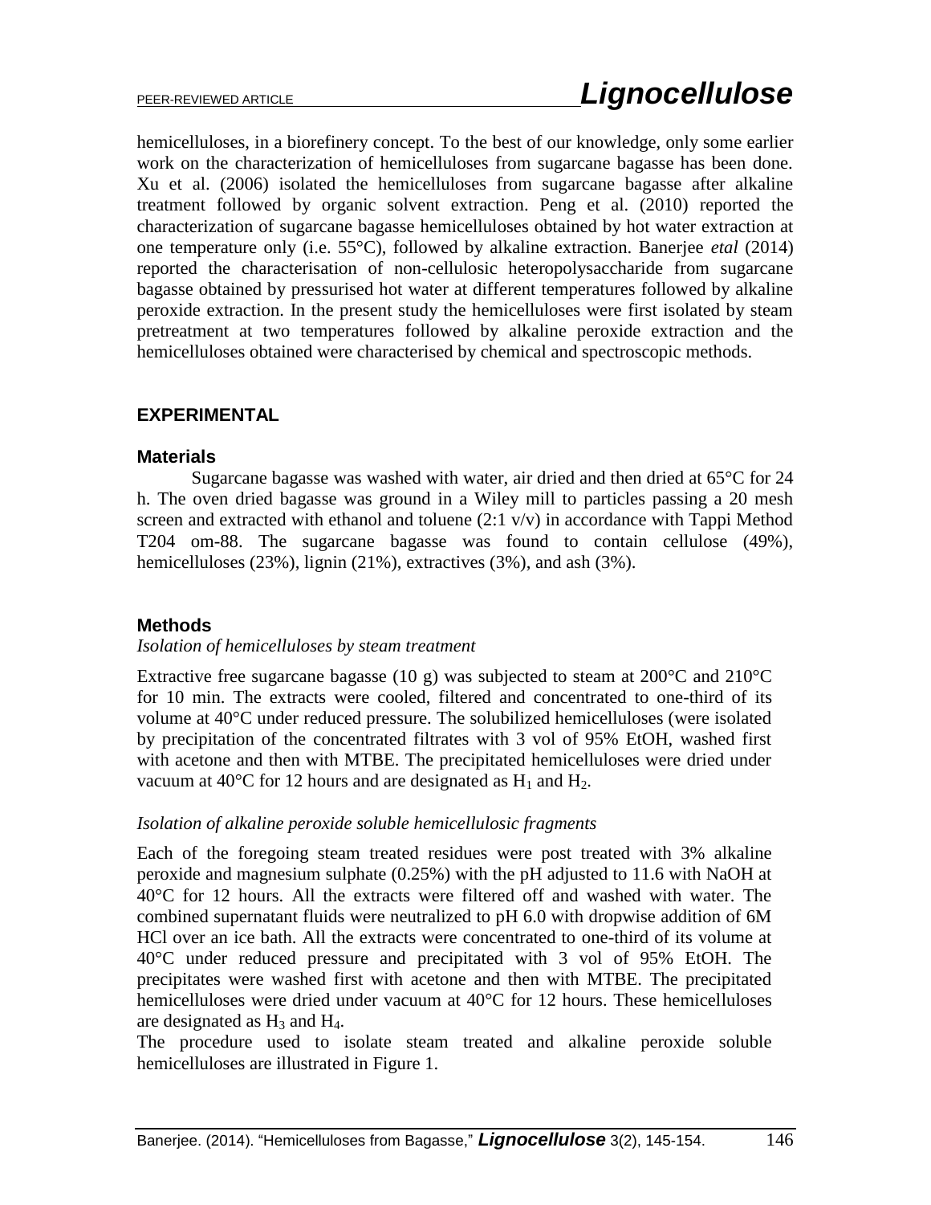hemicelluloses, in a biorefinery concept. To the best of our knowledge, only some earlier work on the characterization of hemicelluloses from sugarcane bagasse has been done. Xu et al. (2006) isolated the hemicelluloses from sugarcane bagasse after alkaline treatment followed by organic solvent extraction. Peng et al. (2010) reported the characterization of sugarcane bagasse hemicelluloses obtained by hot water extraction at one temperature only (i.e. 55°C), followed by alkaline extraction. Banerjee *etal* (2014) reported the characterisation of non-cellulosic heteropolysaccharide from sugarcane bagasse obtained by pressurised hot water at different temperatures followed by alkaline peroxide extraction. In the present study the hemicelluloses were first isolated by steam pretreatment at two temperatures followed by alkaline peroxide extraction and the hemicelluloses obtained were characterised by chemical and spectroscopic methods.

## EXPERIMENTAL

### Materials

Sugarcane bagasse was washed with water, air dried and then dried at 65°C for 24 h. The oven dried bagasse was ground in a Wiley mill to particles passing a 20 mesh screen and extracted with ethanol and toluene (2:1 v/v) in accordance with Tappi Method T204 om-88. The sugarcane bagasse was found to contain cellulose (49%), hemicelluloses (23%), lignin (21%), extractives (3%), and ash (3%).

### Methods

*Isolation of hemicelluloses by steam treatment*

Extractive free sugarcane bagasse (10 g) was subjected to steam at 200°C and 210°C for 10 min. The extracts were cooled, filtered and concentrated to one-third of its volume at 40°C under reduced pressure. The solubilized hemicelluloses (were isolated by precipitation of the concentrated filtrates with 3 vol of 95% EtOH, washed first with acetone and then with MTBE. The precipitated hemicelluloses were dried under vacuum at 40°C for 12 hours and are designated as $H_1$ and $H_2$.

*Isolation of alkaline peroxide soluble hemicellulosic fragments*

Each of the foregoing steam treated residues were post treated with 3% alkaline peroxide and magnesium sulphate (0.25%) with the pH adjusted to 11.6 with NaOH at 40°C for 12 hours. All the extracts were filtered off and washed with water. The combined supernatant fluids were neutralized to pH 6.0 with dropwise addition of 6M HCl over an ice bath. All the extracts were concentrated to one-third of its volume at 40°C under reduced pressure and precipitated with 3 vol of 95% EtOH. The precipitates were washed first with acetone and then with MTBE. The precipitated hemicelluloses were dried under vacuum at 40°C for 12 hours. These hemicelluloses are designated as $H_3$ and $H_4$.

The procedure used to isolate steam treated and alkaline peroxide soluble hemicelluloses are illustrated in Figure 1.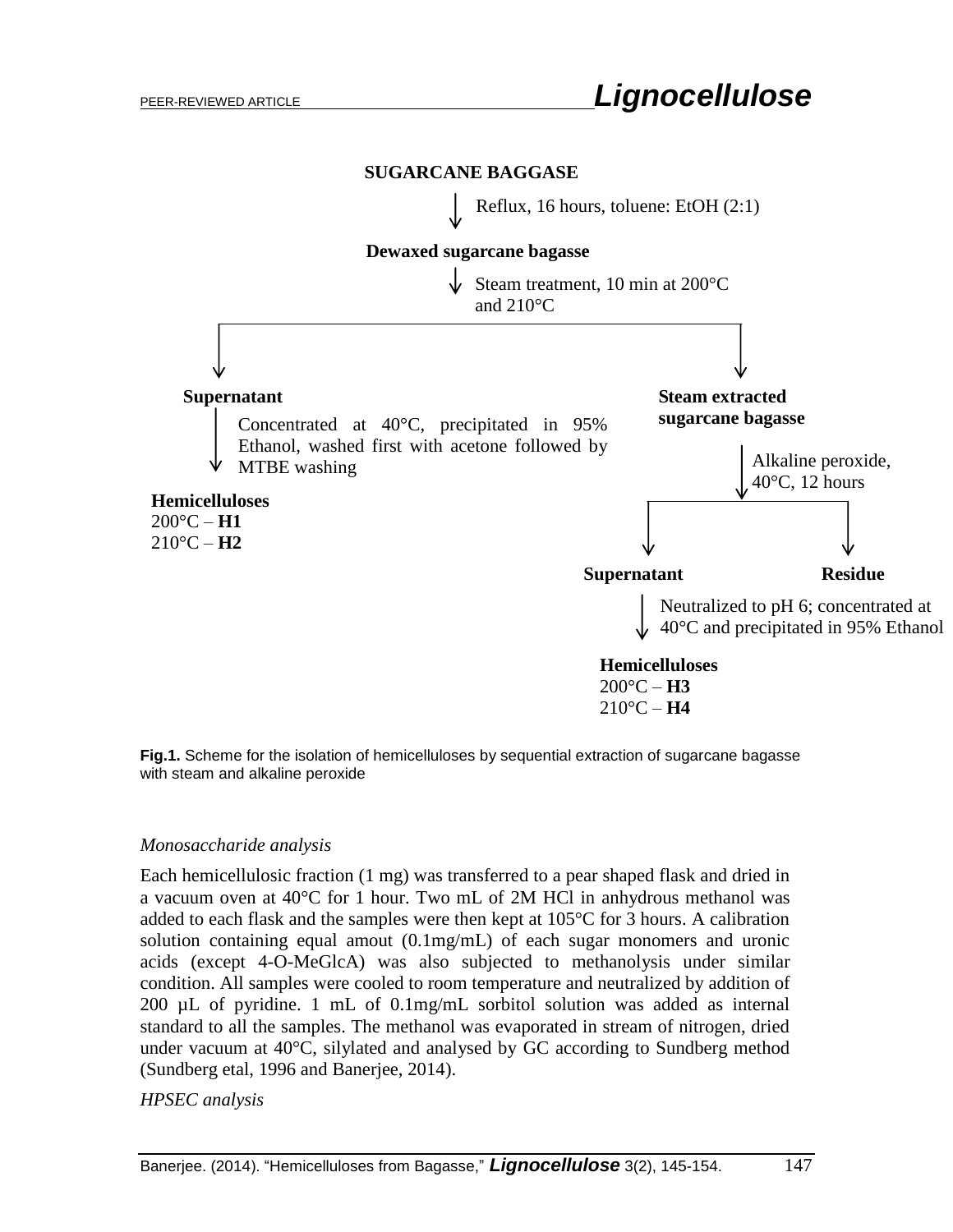**SUGARCANE BAGGASE**

↓ Reflux, 16 hours, toluene: EtOH (2:1)

**Dewaxed sugarcane bagasse**

↓ Steam treatment, 10 min at 200°C and 210°C

**Supernatant**

↓ Concentrated at 40°C, precipitated in 95% Ethanol, washed first with acetone followed by MTBE washing

**Hemicelluloses**
200°C – **H1**
210°C – **H2**

**Steam extracted sugarcane bagasse**

↓ Alkaline peroxide, 40°C, 12 hours

**Supernatant** | **Residue**

↓ Neutralized to pH 6; concentrated at 40°C and precipitated in 95% Ethanol

**Hemicelluloses**
200°C – **H3**
210°C – **H4**

**Fig.1.** Scheme for the isolation of hemicelluloses by sequential extraction of sugarcane bagasse with steam and alkaline peroxide

*Monosaccharide analysis*

Each hemicellulosic fraction (1 mg) was transferred to a pear shaped flask and dried in a vacuum oven at 40°C for 1 hour. Two mL of 2M HCl in anhydrous methanol was added to each flask and the samples were then kept at 105°C for 3 hours. A calibration solution containing equal amout (0.1mg/mL) of each sugar monomers and uronic acids (except 4-O-MeGlcA) was also subjected to methanolysis under similar condition. All samples were cooled to room temperature and neutralized by addition of 200 µL of pyridine. 1 mL of 0.1mg/mL sorbitol solution was added as internal standard to all the samples. The methanol was evaporated in stream of nitrogen, dried under vacuum at 40°C, silylated and analysed by GC according to Sundberg method (Sundberg etal, 1996 and Banerjee, 2014).

*HPSEC analysis*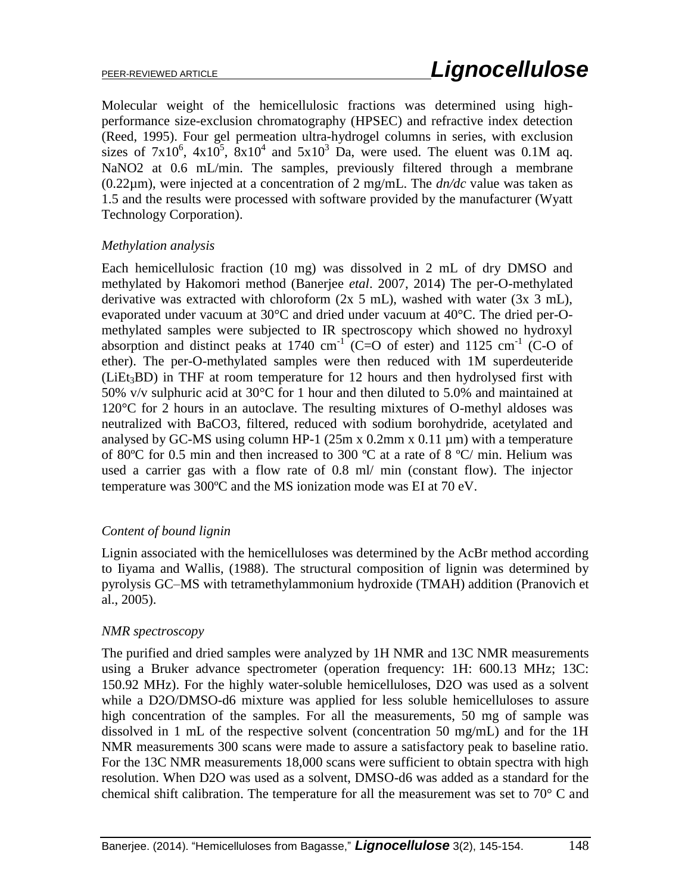Molecular weight of the hemicellulosic fractions was determined using high-performance size-exclusion chromatography (HPSEC) and refractive index detection (Reed, 1995). Four gel permeation ultra-hydrogel columns in series, with exclusion sizes of $7x10^6$, $4x10^5$, $8x10^4$ and $5x10^3$ Da, were used. The eluent was 0.1M aq. NaNO2 at 0.6 mL/min. The samples, previously filtered through a membrane (0.22µm), were injected at a concentration of 2 mg/mL. The *dn/dc* value was taken as 1.5 and the results were processed with software provided by the manufacturer (Wyatt Technology Corporation).

### *Methylation analysis*

Each hemicellulosic fraction (10 mg) was dissolved in 2 mL of dry DMSO and methylated by Hakomori method (Banerjee *etal*. 2007, 2014) The per-O-methylated derivative was extracted with chloroform (2x 5 mL), washed with water (3x 3 mL), evaporated under vacuum at 30°C and dried under vacuum at 40°C. The dried per-O-methylated samples were subjected to IR spectroscopy which showed no hydroxyl absorption and distinct peaks at 1740 $cm^{-1}$ (C=O of ester) and 1125 $cm^{-1}$ (C-O of ether). The per-O-methylated samples were then reduced with 1M superdeuteride ($LiEt_3BD$) in THF at room temperature for 12 hours and then hydrolysed first with 50% v/v sulphuric acid at 30°C for 1 hour and then diluted to 5.0% and maintained at 120°C for 2 hours in an autoclave. The resulting mixtures of O-methyl aldoses was neutralized with BaCO3, filtered, reduced with sodium borohydride, acetylated and analysed by GC-MS using column HP-1 (25m x 0.2mm x 0.11 µm) with a temperature of 80ºC for 0.5 min and then increased to 300 ºC at a rate of 8 ºC/ min. Helium was used a carrier gas with a flow rate of 0.8 ml/ min (constant flow). The injector temperature was 300ºC and the MS ionization mode was EI at 70 eV.

### *Content of bound lignin*

Lignin associated with the hemicelluloses was determined by the AcBr method according to Iiyama and Wallis, (1988). The structural composition of lignin was determined by pyrolysis GC–MS with tetramethylammonium hydroxide (TMAH) addition (Pranovich et al., 2005).

### *NMR spectroscopy*

The purified and dried samples were analyzed by 1H NMR and 13C NMR measurements using a Bruker advance spectrometer (operation frequency: 1H: 600.13 MHz; 13C: 150.92 MHz). For the highly water-soluble hemicelluloses, D2O was used as a solvent while a D2O/DMSO-d6 mixture was applied for less soluble hemicelluloses to assure high concentration of the samples. For all the measurements, 50 mg of sample was dissolved in 1 mL of the respective solvent (concentration 50 mg/mL) and for the 1H NMR measurements 300 scans were made to assure a satisfactory peak to baseline ratio. For the 13C NMR measurements 18,000 scans were sufficient to obtain spectra with high resolution. When D2O was used as a solvent, DMSO-d6 was added as a standard for the chemical shift calibration. The temperature for all the measurement was set to 70° C and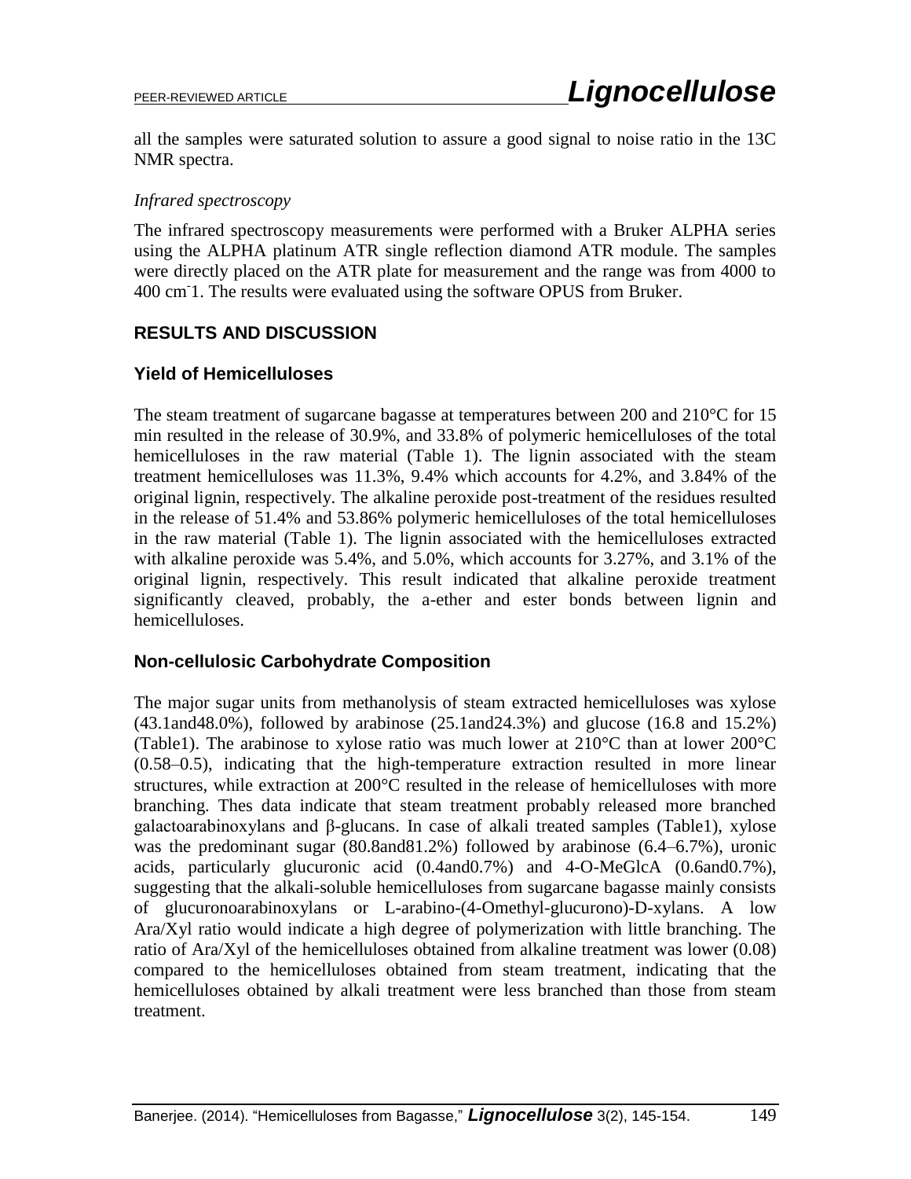all the samples were saturated solution to assure a good signal to noise ratio in the 13C NMR spectra.

*Infrared spectroscopy*

The infrared spectroscopy measurements were performed with a Bruker ALPHA series using the ALPHA platinum ATR single reflection diamond ATR module. The samples were directly placed on the ATR plate for measurement and the range was from 4000 to 400 $cm^{-}1$. The results were evaluated using the software OPUS from Bruker.

## RESULTS AND DISCUSSION

### Yield of Hemicelluloses

The steam treatment of sugarcane bagasse at temperatures between 200 and 210°C for 15 min resulted in the release of 30.9%, and 33.8% of polymeric hemicelluloses of the total hemicelluloses in the raw material (Table 1). The lignin associated with the steam treatment hemicelluloses was 11.3%, 9.4% which accounts for 4.2%, and 3.84% of the original lignin, respectively. The alkaline peroxide post-treatment of the residues resulted in the release of 51.4% and 53.86% polymeric hemicelluloses of the total hemicelluloses in the raw material (Table 1). The lignin associated with the hemicelluloses extracted with alkaline peroxide was 5.4%, and 5.0%, which accounts for 3.27%, and 3.1% of the original lignin, respectively. This result indicated that alkaline peroxide treatment significantly cleaved, probably, the a-ether and ester bonds between lignin and hemicelluloses.

### Non-cellulosic Carbohydrate Composition

The major sugar units from methanolysis of steam extracted hemicelluloses was xylose (43.1and48.0%), followed by arabinose (25.1and24.3%) and glucose (16.8 and 15.2%) (Table1). The arabinose to xylose ratio was much lower at 210°C than at lower 200°C (0.58–0.5), indicating that the high-temperature extraction resulted in more linear structures, while extraction at 200°C resulted in the release of hemicelluloses with more branching. Thes data indicate that steam treatment probably released more branched galactoarabinoxylans and β-glucans. In case of alkali treated samples (Table1), xylose was the predominant sugar (80.8and81.2%) followed by arabinose (6.4–6.7%), uronic acids, particularly glucuronic acid (0.4and0.7%) and 4-O-MeGlcA (0.6and0.7%), suggesting that the alkali-soluble hemicelluloses from sugarcane bagasse mainly consists of glucuronoarabinoxylans or L-arabino-(4-Omethyl-glucurono)-D-xylans. A low Ara/Xyl ratio would indicate a high degree of polymerization with little branching. The ratio of Ara/Xyl of the hemicelluloses obtained from alkaline treatment was lower (0.08) compared to the hemicelluloses obtained from steam treatment, indicating that the hemicelluloses obtained by alkali treatment were less branched than those from steam treatment.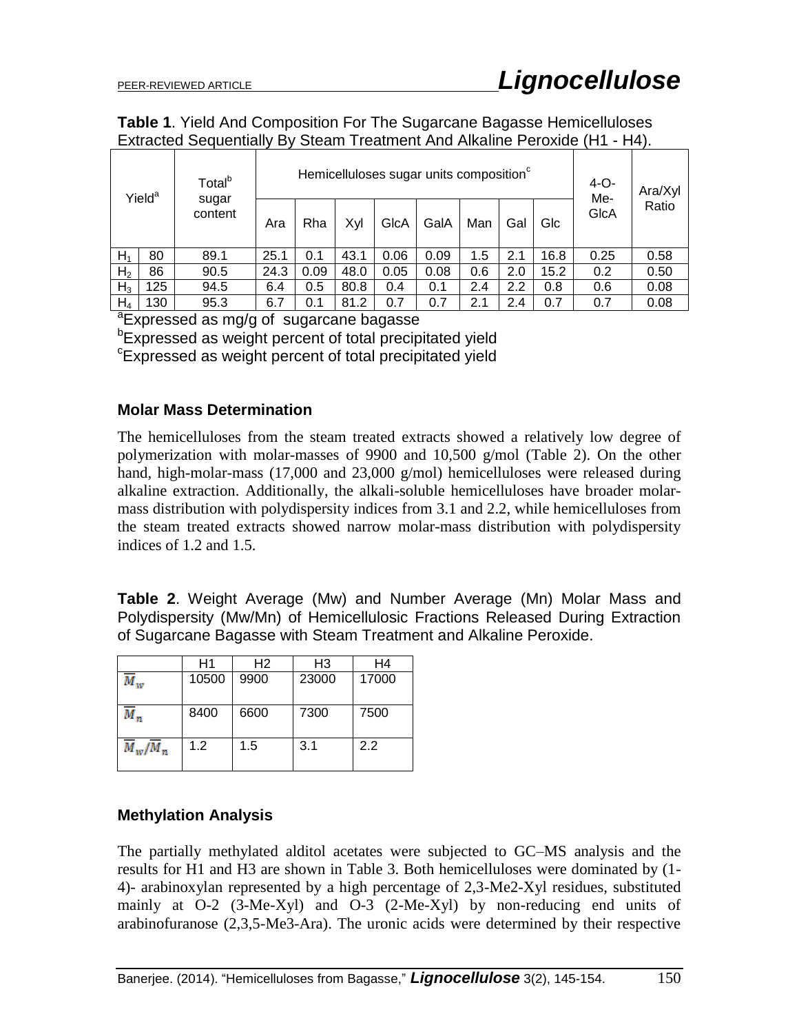**Table 1**. Yield And Composition For The Sugarcane Bagasse Hemicelluloses Extracted Sequentially By Steam Treatment And Alkaline Peroxide (H1 - H4).

| | Yield[a] | Total[b] sugar content | Hemicelluloses sugar units composition[c] | | | | | | | | 4-O-Me-GlcA | Ara/Xyl Ratio |
|---|---|---|---|---|---|---|---|---|---|---|---|---|
| | | | Ara | Rha | Xyl | GlcA | GalA | Man | Gal | Glc | | |
| $H_1$ | 80 | 89.1 | 25.1 | 0.1 | 43.1 | 0.06 | 0.09 | 1.5 | 2.1 | 16.8 | 0.25 | 0.58 |
| $H_2$ | 86 | 90.5 | 24.3 | 0.09 | 48.0 | 0.05 | 0.08 | 0.6 | 2.0 | 15.2 | 0.2 | 0.50 |
| $H_3$ | 125 | 94.5 | 6.4 | 0.5 | 80.8 | 0.4 | 0.1 | 2.4 | 2.2 | 0.8 | 0.6 | 0.08 |
| $H_4$ | 130 | 95.3 | 6.7 | 0.1 | 81.2 | 0.7 | 0.7 | 2.1 | 2.4 | 0.7 | 0.7 | 0.08 |

[a]Expressed as mg/g of sugarcane bagasse
[b]Expressed as weight percent of total precipitated yield
[c]Expressed as weight percent of total precipitated yield

### Molar Mass Determination

The hemicelluloses from the steam treated extracts showed a relatively low degree of polymerization with molar-masses of 9900 and 10,500 g/mol (Table 2). On the other hand, high-molar-mass (17,000 and 23,000 g/mol) hemicelluloses were released during alkaline extraction. Additionally, the alkali-soluble hemicelluloses have broader molar-mass distribution with polydispersity indices from 3.1 and 2.2, while hemicelluloses from the steam treated extracts showed narrow molar-mass distribution with polydispersity indices of 1.2 and 1.5.

**Table 2**. Weight Average (Mw) and Number Average (Mn) Molar Mass and Polydispersity (Mw/Mn) of Hemicellulosic Fractions Released During Extraction of Sugarcane Bagasse with Steam Treatment and Alkaline Peroxide.

| | H1 | H2 | H3 | H4 |
|---|---|---|---|---|
| $\overline{M}_w$ | 10500 | 9900 | 23000 | 17000 |
| $\overline{M}_n$ | 8400 | 6600 | 7300 | 7500 |
| $\overline{M}_w/\overline{M}_n$ | 1.2 | 1.5 | 3.1 | 2.2 |

### Methylation Analysis

The partially methylated alditol acetates were subjected to GC–MS analysis and the results for H1 and H3 are shown in Table 3. Both hemicelluloses were dominated by (1-4)- arabinoxylan represented by a high percentage of 2,3-Me2-Xyl residues, substituted mainly at O-2 (3-Me-Xyl) and O-3 (2-Me-Xyl) by non-reducing end units of arabinofuranose (2,3,5-Me3-Ara). The uronic acids were determined by their respective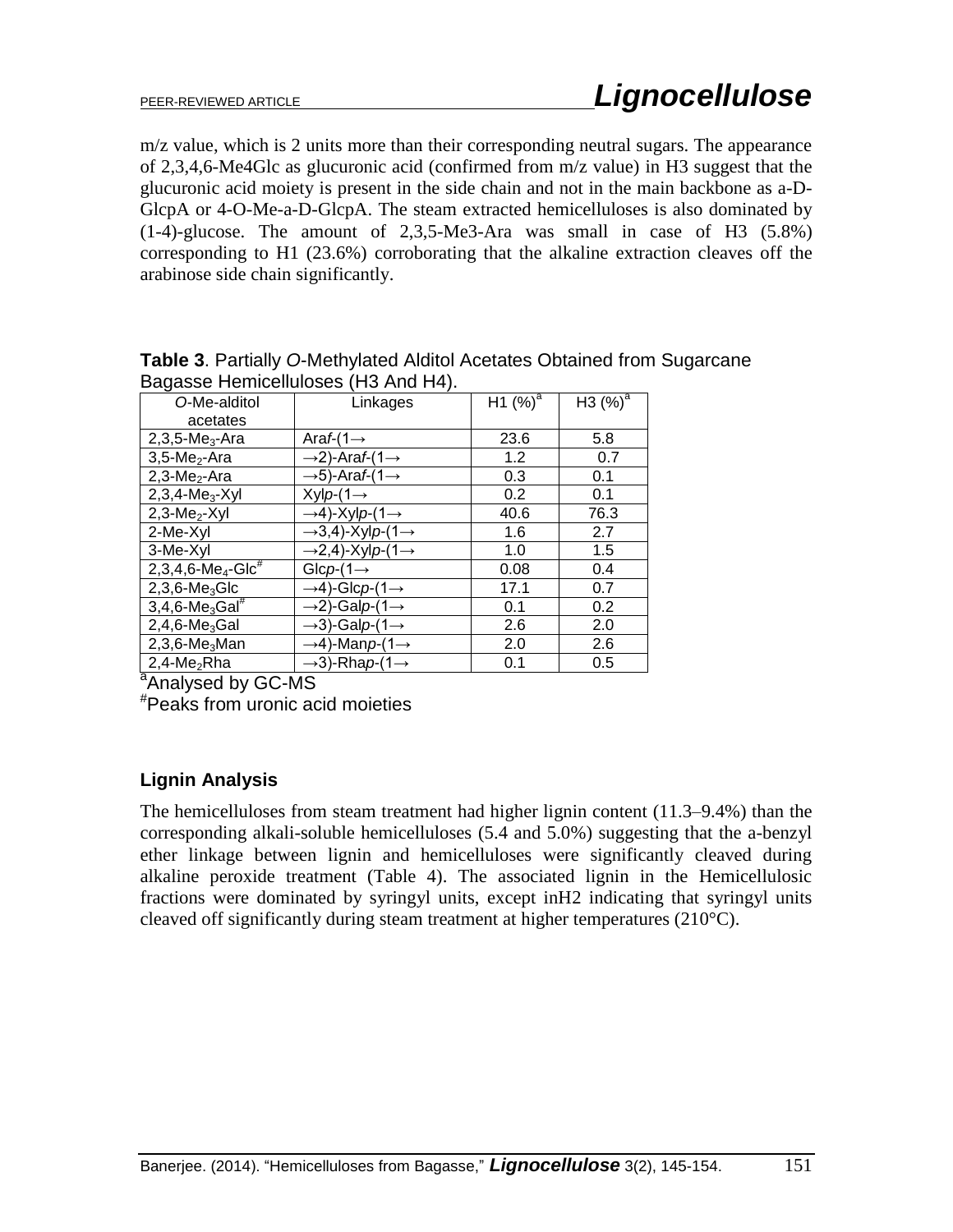m/z value, which is 2 units more than their corresponding neutral sugars. The appearance of 2,3,4,6-Me4Glc as glucuronic acid (confirmed from m/z value) in H3 suggest that the glucuronic acid moiety is present in the side chain and not in the main backbone as a-D-GlcpA or 4-O-Me-a-D-GlcpA. The steam extracted hemicelluloses is also dominated by (1-4)-glucose. The amount of 2,3,5-Me3-Ara was small in case of H3 (5.8%) corresponding to H1 (23.6%) corroborating that the alkaline extraction cleaves off the arabinose side chain significantly.

**Table 3**. Partially *O*-Methylated Alditol Acetates Obtained from Sugarcane Bagasse Hemicelluloses (H3 And H4).

| *O*-Me-alditol acetates | Linkages | H1 (%)[a] | H3 (%)[a] |
|---|---|---|---|
| 2,3,5-$Me_3$-Ara | Ara*f*-(1→ | 23.6 | 5.8 |
| 3,5-$Me_2$-Ara | →2)-Ara*f*-(1→ | 1.2 | 0.7 |
| 2,3-$Me_2$-Ara | →5)-Ara*f*-(1→ | 0.3 | 0.1 |
| 2,3,4-$Me_3$-Xyl | Xyl*p*-(1→ | 0.2 | 0.1 |
| 2,3-$Me_2$-Xyl | →4)-Xyl*p*-(1→ | 40.6 | 76.3 |
| 2-Me-Xyl | →3,4)-Xyl*p*-(1→ | 1.6 | 2.7 |
| 3-Me-Xyl | →2,4)-Xyl*p*-(1→ | 1.0 | 1.5 |
| 2,3,4,6-$Me_4$-Glc[#] | Glc*p*-(1→ | 0.08 | 0.4 |
| 2,3,6-$Me_3$Glc | →4)-Glc*p*-(1→ | 17.1 | 0.7 |
| 3,4,6-$Me_3$Gal[#] | →2)-Gal*p*-(1→ | 0.1 | 0.2 |
| 2,4,6-$Me_3$Gal | →3)-Gal*p*-(1→ | 2.6 | 2.0 |
| 2,3,6-$Me_3$Man | →4)-Man*p*-(1→ | 2.0 | 2.6 |
| 2,4-$Me_2$Rha | →3)-Rha*p*-(1→ | 0.1 | 0.5 |

[a]Analysed by GC-MS
[#]Peaks from uronic acid moieties

### Lignin Analysis

The hemicelluloses from steam treatment had higher lignin content (11.3–9.4%) than the corresponding alkali-soluble hemicelluloses (5.4 and 5.0%) suggesting that the a-benzyl ether linkage between lignin and hemicelluloses were significantly cleaved during alkaline peroxide treatment (Table 4). The associated lignin in the Hemicellulosic fractions were dominated by syringyl units, except inH2 indicating that syringyl units cleaved off significantly during steam treatment at higher temperatures (210°C).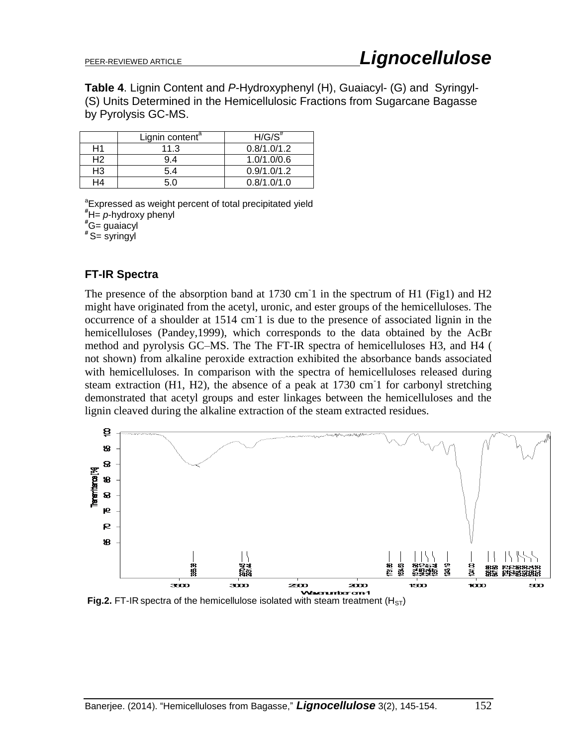**Table 4**. Lignin Content and *P*-Hydroxyphenyl (H), Guaiacyl- (G) and Syringyl- (S) Units Determined in the Hemicellulosic Fractions from Sugarcane Bagasse by Pyrolysis GC-MS.

| | Lignin content[a] | H/G/S[#] |
|---|---|---|
| H1 | 11.3 | 0.8/1.0/1.2 |
| H2 | 9.4 | 1.0/1.0/0.6 |
| H3 | 5.4 | 0.9/1.0/1.2 |
| H4 | 5.0 | 0.8/1.0/1.0 |

[a]Expressed as weight percent of total precipitated yield
[#]H= *p*-hydroxy phenyl
[#]G= guaiacyl
[#] S= syringyl

### FT-IR Spectra

The presence of the absorption band at 1730 $cm^{-}1$ in the spectrum of H1 (Fig1) and H2 might have originated from the acetyl, uronic, and ester groups of the hemicelluloses. The occurrence of a shoulder at 1514 $cm^{-}1$ is due to the presence of associated lignin in the hemicelluloses (Pandey,1999), which corresponds to the data obtained by the AcBr method and pyrolysis GC–MS. The The FT-IR spectra of hemicelluloses H3, and H4 ( not shown) from alkaline peroxide extraction exhibited the absorbance bands associated with hemicelluloses. In comparison with the spectra of hemicelluloses released during steam extraction (H1, H2), the absence of a peak at 1730 $cm^{-}1$ for carbonyl stretching demonstrated that acetyl groups and ester linkages between the hemicelluloses and the lignin cleaved during the alkaline extraction of the steam extracted residues.

**Fig.2.** FT-IR spectra of the hemicellulose isolated with steam treatment ($H_{ST}$)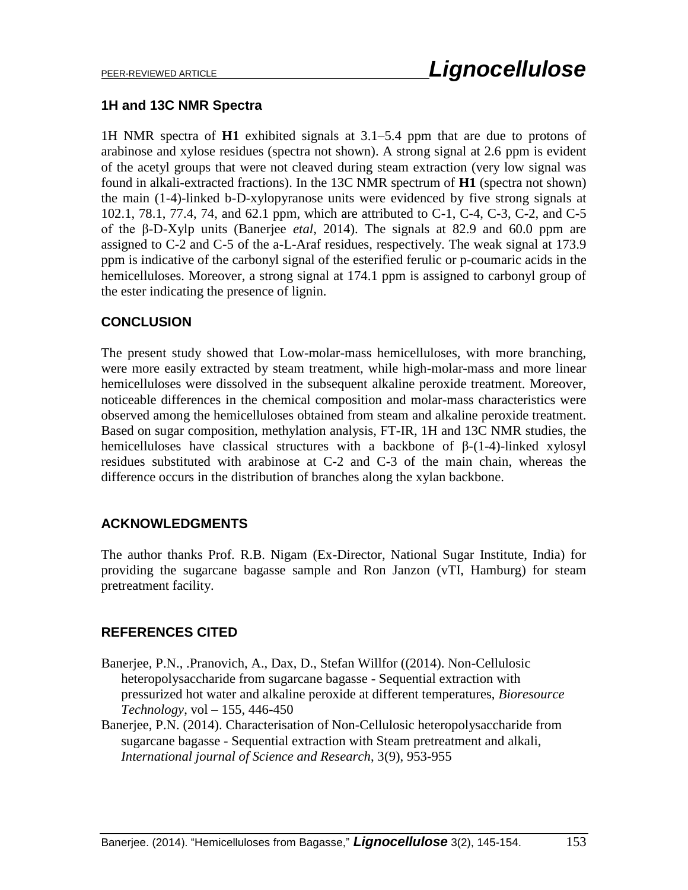### 1H and 13C NMR Spectra

1H NMR spectra of **H1** exhibited signals at 3.1–5.4 ppm that are due to protons of arabinose and xylose residues (spectra not shown). A strong signal at 2.6 ppm is evident of the acetyl groups that were not cleaved during steam extraction (very low signal was found in alkali-extracted fractions). In the 13C NMR spectrum of **H1** (spectra not shown) the main (1-4)-linked b-D-xylopyranose units were evidenced by five strong signals at 102.1, 78.1, 77.4, 74, and 62.1 ppm, which are attributed to C-1, C-4, C-3, C-2, and C-5 of the β-D-Xylp units (Banerjee *etal*, 2014). The signals at 82.9 and 60.0 ppm are assigned to C-2 and C-5 of the a-L-Araf residues, respectively. The weak signal at 173.9 ppm is indicative of the carbonyl signal of the esterified ferulic or p-coumaric acids in the hemicelluloses. Moreover, a strong signal at 174.1 ppm is assigned to carbonyl group of the ester indicating the presence of lignin.

### CONCLUSION

The present study showed that Low-molar-mass hemicelluloses, with more branching, were more easily extracted by steam treatment, while high-molar-mass and more linear hemicelluloses were dissolved in the subsequent alkaline peroxide treatment. Moreover, noticeable differences in the chemical composition and molar-mass characteristics were observed among the hemicelluloses obtained from steam and alkaline peroxide treatment. Based on sugar composition, methylation analysis, FT-IR, 1H and 13C NMR studies, the hemicelluloses have classical structures with a backbone of β-(1-4)-linked xylosyl residues substituted with arabinose at C-2 and C-3 of the main chain, whereas the difference occurs in the distribution of branches along the xylan backbone.

### ACKNOWLEDGMENTS

The author thanks Prof. R.B. Nigam (Ex-Director, National Sugar Institute, India) for providing the sugarcane bagasse sample and Ron Janzon (vTI, Hamburg) for steam pretreatment facility.

### REFERENCES CITED

Banerjee, P.N., .Pranovich, A., Dax, D., Stefan Willfor ((2014). Non-Cellulosic heteropolysaccharide from sugarcane bagasse - Sequential extraction with pressurized hot water and alkaline peroxide at different temperatures, *Bioresource Technology*, vol – 155, 446-450

Banerjee, P.N. (2014). Characterisation of Non-Cellulosic heteropolysaccharide from sugarcane bagasse - Sequential extraction with Steam pretreatment and alkali, *International journal of Science and Research*, 3(9), 953-955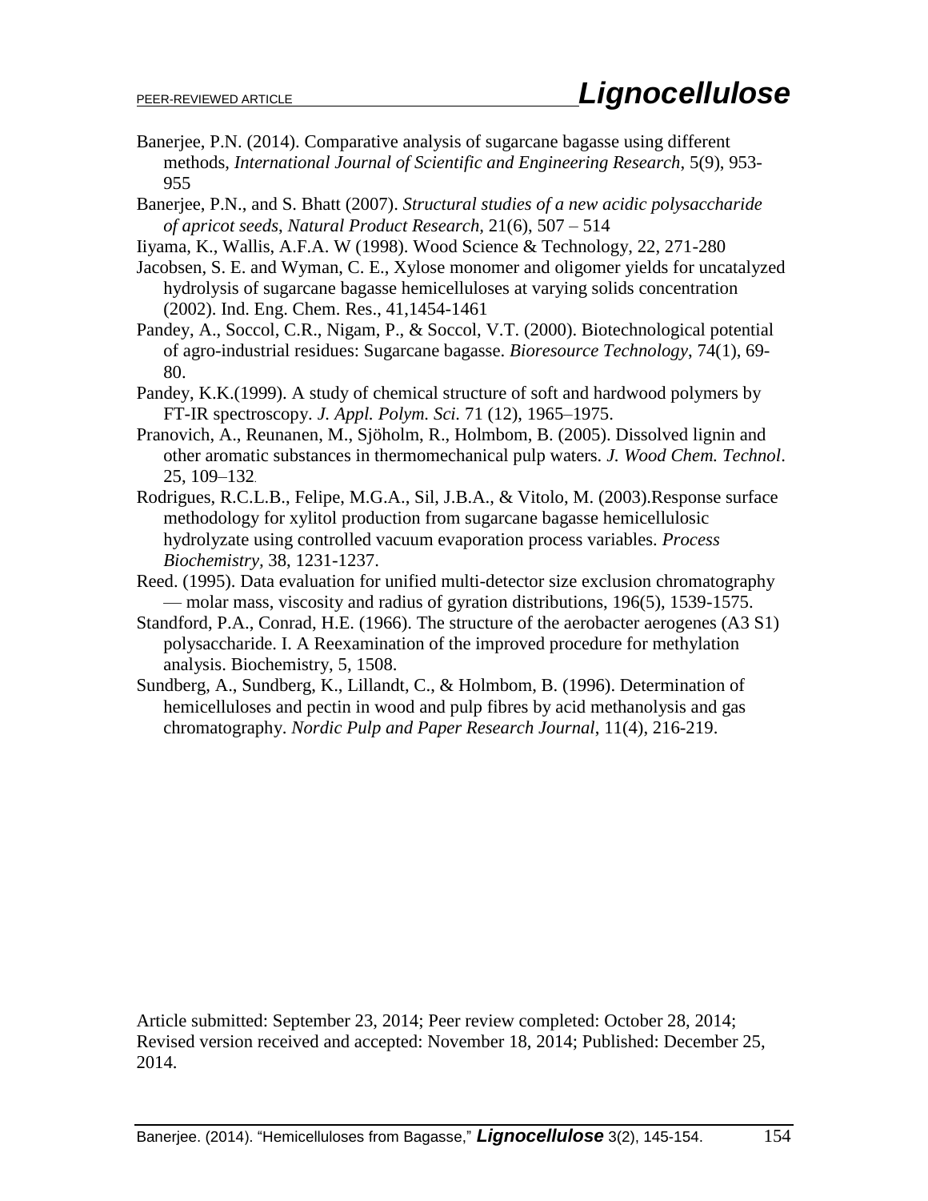Banerjee, P.N. (2014). Comparative analysis of sugarcane bagasse using different methods, *International Journal of Scientific and Engineering Research*, 5(9), 953-955

Banerjee, P.N., and S. Bhatt (2007). *Structural studies of a new acidic polysaccharide of apricot seeds*, *Natural Product Research*, 21(6), 507 – 514

Iiyama, K., Wallis, A.F.A. W (1998). Wood Science & Technology, 22, 271-280

Jacobsen, S. E. and Wyman, C. E., Xylose monomer and oligomer yields for uncatalyzed hydrolysis of sugarcane bagasse hemicelluloses at varying solids concentration (2002). Ind. Eng. Chem. Res., 41,1454-1461

Pandey, A., Soccol, C.R., Nigam, P., & Soccol, V.T. (2000). Biotechnological potential of agro-industrial residues: Sugarcane bagasse. *Bioresource Technology*, 74(1), 69-80.

Pandey, K.K.(1999). A study of chemical structure of soft and hardwood polymers by FT-IR spectroscopy. *J. Appl. Polym. Sci.* 71 (12), 1965–1975.

Pranovich, A., Reunanen, M., Sjöholm, R., Holmbom, B. (2005). Dissolved lignin and other aromatic substances in thermomechanical pulp waters. *J. Wood Chem. Technol*. 25, 109–132.

Rodrigues, R.C.L.B., Felipe, M.G.A., Sil, J.B.A., & Vitolo, M. (2003).Response surface methodology for xylitol production from sugarcane bagasse hemicellulosic hydrolyzate using controlled vacuum evaporation process variables. *Process Biochemistry*, 38, 1231-1237.

Reed. (1995). Data evaluation for unified multi-detector size exclusion chromatography — molar mass, viscosity and radius of gyration distributions, 196(5), 1539-1575.

Standford, P.A., Conrad, H.E. (1966). The structure of the aerobacter aerogenes (A3 S1) polysaccharide. I. A Reexamination of the improved procedure for methylation analysis. Biochemistry, 5, 1508.

Sundberg, A., Sundberg, K., Lillandt, C., & Holmbom, B. (1996). Determination of hemicelluloses and pectin in wood and pulp fibres by acid methanolysis and gas chromatography. *Nordic Pulp and Paper Research Journal*, 11(4), 216-219.

Article submitted: September 23, 2014; Peer review completed: October 28, 2014; Revised version received and accepted: November 18, 2014; Published: December 25, 2014.